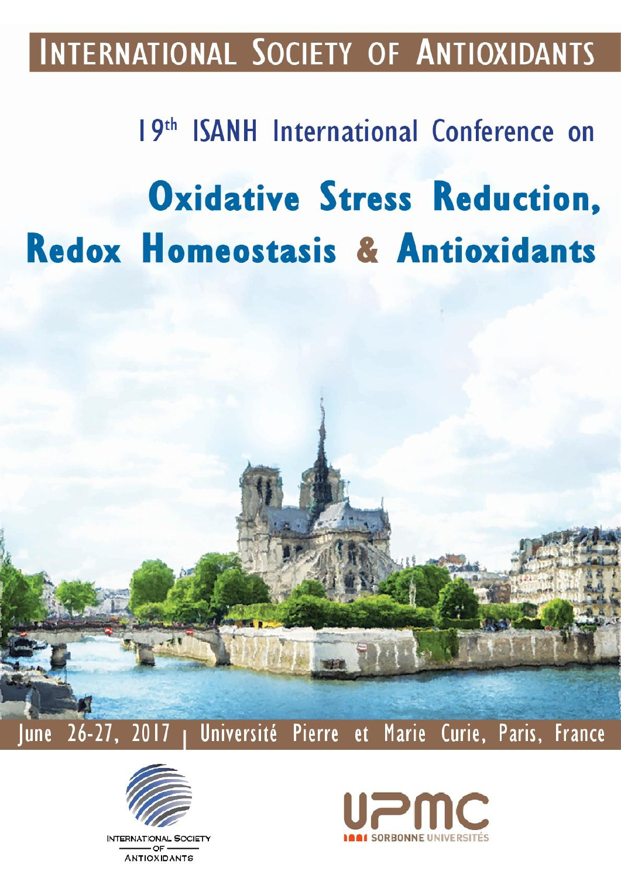# INTERNATIONAL SOCIETY OF ANTIOXIDANTS

## 19th ISANH International Conference on

# Oxidative Stress Reduction, Redox Homeostasis & Antioxidants

June 26-27, 2017 | Université Pierre et Marie Curie, Paris, France

INTERNATIONAL SOCIETY OF ANTIOXIDANTS

UPMC SORBONNE UNIVERSITÉS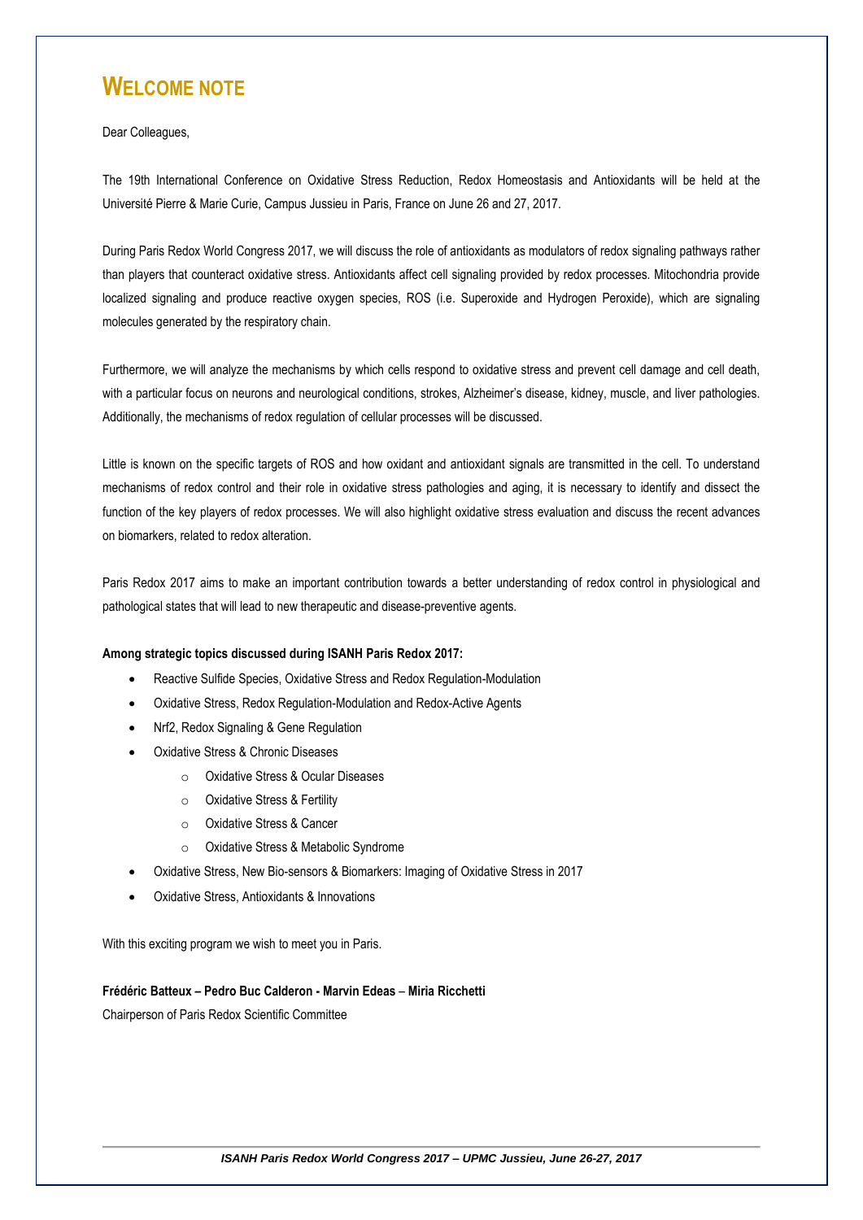# Welcome note

Dear Colleagues,

The 19th International Conference on Oxidative Stress Reduction, Redox Homeostasis and Antioxidants will be held at the Université Pierre & Marie Curie, Campus Jussieu in Paris, France on June 26 and 27, 2017.

During Paris Redox World Congress 2017, we will discuss the role of antioxidants as modulators of redox signaling pathways rather than players that counteract oxidative stress. Antioxidants affect cell signaling provided by redox processes. Mitochondria provide localized signaling and produce reactive oxygen species, ROS (i.e. Superoxide and Hydrogen Peroxide), which are signaling molecules generated by the respiratory chain.

Furthermore, we will analyze the mechanisms by which cells respond to oxidative stress and prevent cell damage and cell death, with a particular focus on neurons and neurological conditions, strokes, Alzheimer's disease, kidney, muscle, and liver pathologies. Additionally, the mechanisms of redox regulation of cellular processes will be discussed.

Little is known on the specific targets of ROS and how oxidant and antioxidant signals are transmitted in the cell. To understand mechanisms of redox control and their role in oxidative stress pathologies and aging, it is necessary to identify and dissect the function of the key players of redox processes. We will also highlight oxidative stress evaluation and discuss the recent advances on biomarkers, related to redox alteration.

Paris Redox 2017 aims to make an important contribution towards a better understanding of redox control in physiological and pathological states that will lead to new therapeutic and disease-preventive agents.

**Among strategic topics discussed during ISANH Paris Redox 2017:**

- Reactive Sulfide Species, Oxidative Stress and Redox Regulation-Modulation
- Oxidative Stress, Redox Regulation-Modulation and Redox-Active Agents
- Nrf2, Redox Signaling & Gene Regulation
- Oxidative Stress & Chronic Diseases
  - Oxidative Stress & Ocular Diseases
  - Oxidative Stress & Fertility
  - Oxidative Stress & Cancer
  - Oxidative Stress & Metabolic Syndrome
- Oxidative Stress, New Bio-sensors & Biomarkers: Imaging of Oxidative Stress in 2017
- Oxidative Stress, Antioxidants & Innovations

With this exciting program we wish to meet you in Paris.

**Frédéric Batteux – Pedro Buc Calderon - Marvin Edeas – Miria Ricchetti**

Chairperson of Paris Redox Scientific Committee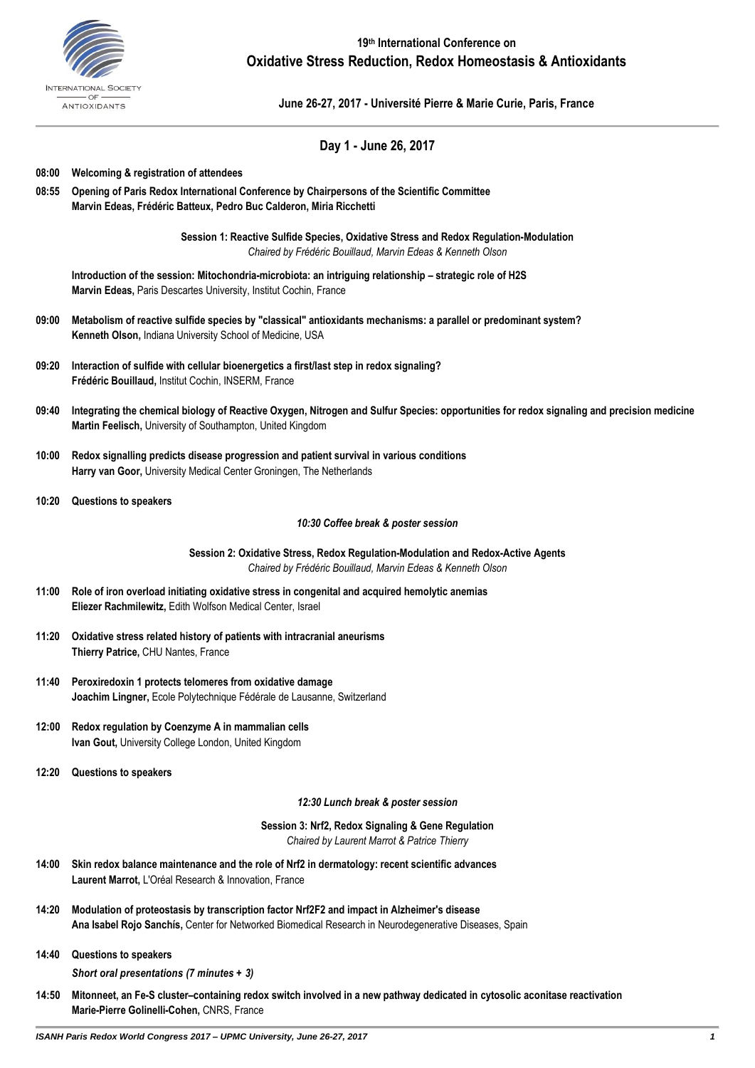# 19th International Conference on Oxidative Stress Reduction, Redox Homeostasis & Antioxidants

**June 26-27, 2017 - Université Pierre & Marie Curie, Paris, France**

## Day 1 - June 26, 2017

**08:00 Welcoming & registration of attendees**

**08:55 Opening of Paris Redox International Conference by Chairpersons of the Scientific Committee**
**Marvin Edeas, Frédéric Batteux, Pedro Buc Calderon, Miria Ricchetti**

### Session 1: Reactive Sulfide Species, Oxidative Stress and Redox Regulation-Modulation

*Chaired by Frédéric Bouillaud, Marvin Edeas & Kenneth Olson*

**Introduction of the session: Mitochondria-microbiota: an intriguing relationship – strategic role of H2S**
**Marvin Edeas,** Paris Descartes University, Institut Cochin, France

**09:00 Metabolism of reactive sulfide species by "classical" antioxidants mechanisms: a parallel or predominant system?**
**Kenneth Olson,** Indiana University School of Medicine, USA

**09:20 Interaction of sulfide with cellular bioenergetics a first/last step in redox signaling?**
**Frédéric Bouillaud,** Institut Cochin, INSERM, France

**09:40 Integrating the chemical biology of Reactive Oxygen, Nitrogen and Sulfur Species: opportunities for redox signaling and precision medicine**
**Martin Feelisch,** University of Southampton, United Kingdom

**10:00 Redox signalling predicts disease progression and patient survival in various conditions**
**Harry van Goor,** University Medical Center Groningen, The Netherlands

**10:20 Questions to speakers**

*10:30 Coffee break & poster session*

### Session 2: Oxidative Stress, Redox Regulation-Modulation and Redox-Active Agents

*Chaired by Frédéric Bouillaud, Marvin Edeas & Kenneth Olson*

**11:00 Role of iron overload initiating oxidative stress in congenital and acquired hemolytic anemias**
**Eliezer Rachmilewitz,** Edith Wolfson Medical Center, Israel

**11:20 Oxidative stress related history of patients with intracranial aneurisms**
**Thierry Patrice,** CHU Nantes, France

**11:40 Peroxiredoxin 1 protects telomeres from oxidative damage**
**Joachim Lingner,** Ecole Polytechnique Fédérale de Lausanne, Switzerland

**12:00 Redox regulation by Coenzyme A in mammalian cells**
**Ivan Gout,** University College London, United Kingdom

**12:20 Questions to speakers**

*12:30 Lunch break & poster session*

### Session 3: Nrf2, Redox Signaling & Gene Regulation

*Chaired by Laurent Marrot & Patrice Thierry*

**14:00 Skin redox balance maintenance and the role of Nrf2 in dermatology: recent scientific advances**
**Laurent Marrot,** L'Oréal Research & Innovation, France

**14:20 Modulation of proteostasis by transcription factor Nrf2F2 and impact in Alzheimer's disease**
**Ana Isabel Rojo Sanchís,** Center for Networked Biomedical Research in Neurodegenerative Diseases, Spain

**14:40 Questions to speakers**

*Short oral presentations (7 minutes + 3)*

**14:50 Mitonneet, an Fe-S cluster–containing redox switch involved in a new pathway dedicated in cytosolic aconitase reactivation**
**Marie-Pierre Golinelli-Cohen,** CNRS, France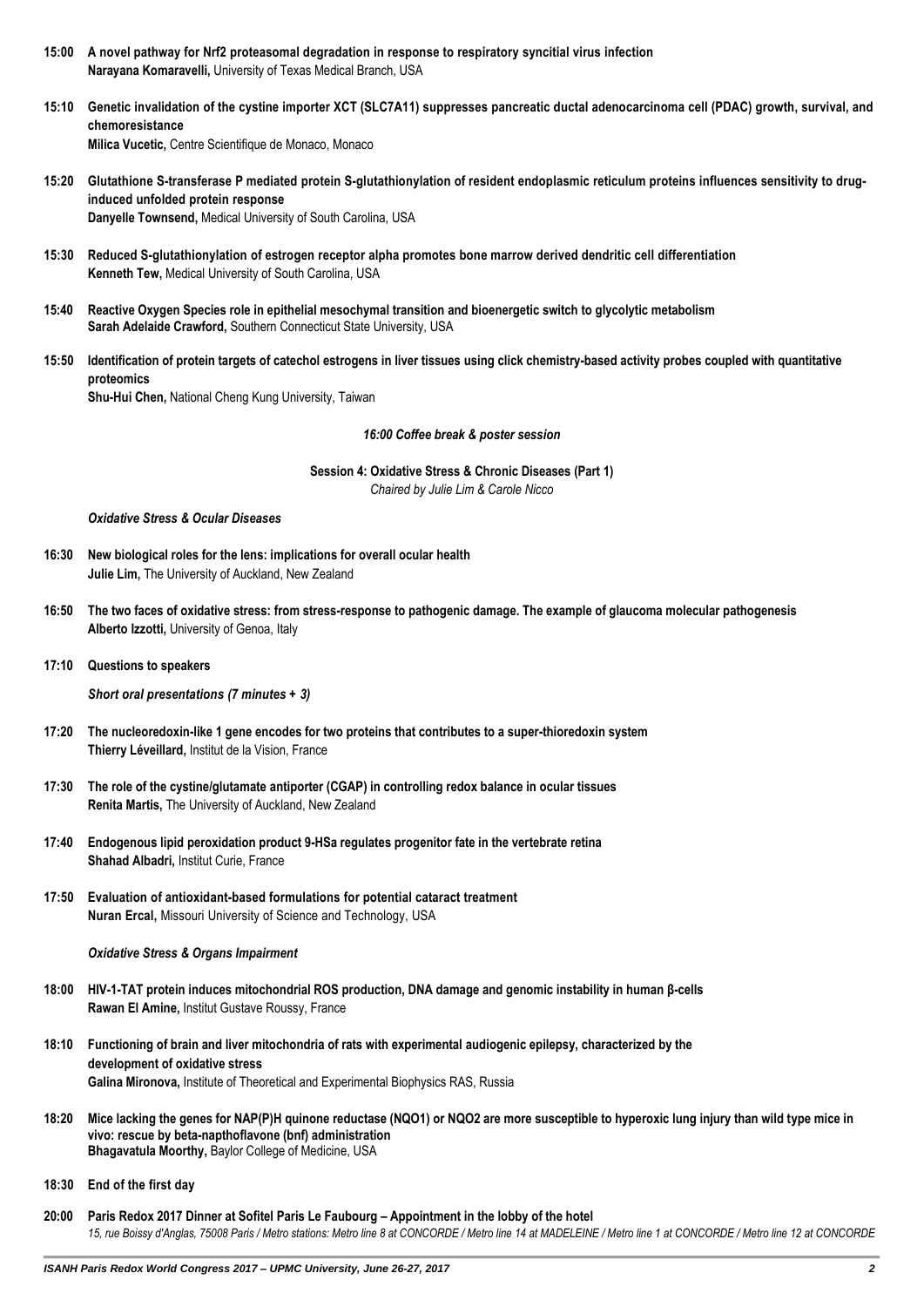**15:00 A novel pathway for Nrf2 proteasomal degradation in response to respiratory syncitial virus infection**
**Narayana Komaravelli,** University of Texas Medical Branch, USA

**15:10 Genetic invalidation of the cystine importer XCT (SLC7A11) suppresses pancreatic ductal adenocarcinoma cell (PDAC) growth, survival, and chemoresistance**
**Milica Vucetic,** Centre Scientifique de Monaco, Monaco

**15:20 Glutathione S-transferase P mediated protein S-glutathionylation of resident endoplasmic reticulum proteins influences sensitivity to drug-induced unfolded protein response**
**Danyelle Townsend,** Medical University of South Carolina, USA

**15:30 Reduced S-glutathionylation of estrogen receptor alpha promotes bone marrow derived dendritic cell differentiation**
**Kenneth Tew,** Medical University of South Carolina, USA

**15:40 Reactive Oxygen Species role in epithelial mesochymal transition and bioenergetic switch to glycolytic metabolism**
**Sarah Adelaide Crawford,** Southern Connecticut State University, USA

**15:50 Identification of protein targets of catechol estrogens in liver tissues using click chemistry-based activity probes coupled with quantitative proteomics**
**Shu-Hui Chen,** National Cheng Kung University, Taiwan

***16:00 Coffee break & poster session***

**Session 4: Oxidative Stress & Chronic Diseases (Part 1)**
*Chaired by Julie Lim & Carole Nicco*

***Oxidative Stress & Ocular Diseases***

**16:30 New biological roles for the lens: implications for overall ocular health**
**Julie Lim,** The University of Auckland, New Zealand

**16:50 The two faces of oxidative stress: from stress-response to pathogenic damage. The example of glaucoma molecular pathogenesis**
**Alberto Izzotti,** University of Genoa, Italy

**17:10 Questions to speakers**

***Short oral presentations (7 minutes + 3)***

**17:20 The nucleoredoxin-like 1 gene encodes for two proteins that contributes to a super-thioredoxin system**
**Thierry Léveillard,** Institut de la Vision, France

**17:30 The role of the cystine/glutamate antiporter (CGAP) in controlling redox balance in ocular tissues**
**Renita Martis,** The University of Auckland, New Zealand

**17:40 Endogenous lipid peroxidation product 9-HSa regulates progenitor fate in the vertebrate retina**
**Shahad Albadri,** Institut Curie, France

**17:50 Evaluation of antioxidant-based formulations for potential cataract treatment**
**Nuran Ercal,** Missouri University of Science and Technology, USA

***Oxidative Stress & Organs Impairment***

**18:00 HIV-1-TAT protein induces mitochondrial ROS production, DNA damage and genomic instability in human β-cells**
**Rawan El Amine,** Institut Gustave Roussy, France

**18:10 Functioning of brain and liver mitochondria of rats with experimental audiogenic epilepsy, characterized by the development of oxidative stress**
**Galina Mironova,** Institute of Theoretical and Experimental Biophysics RAS, Russia

**18:20 Mice lacking the genes for NAP(P)H quinone reductase (NQO1) or NQO2 are more susceptible to hyperoxic lung injury than wild type mice in vivo: rescue by beta-napthoflavone (bnf) administration**
**Bhagavatula Moorthy,** Baylor College of Medicine, USA

**18:30 End of the first day**

**20:00 Paris Redox 2017 Dinner at Sofitel Paris Le Faubourg – Appointment in the lobby of the hotel**
*15, rue Boissy d'Anglas, 75008 Paris / Metro stations: Metro line 8 at CONCORDE / Metro line 14 at MADELEINE / Metro line 1 at CONCORDE / Metro line 12 at CONCORDE*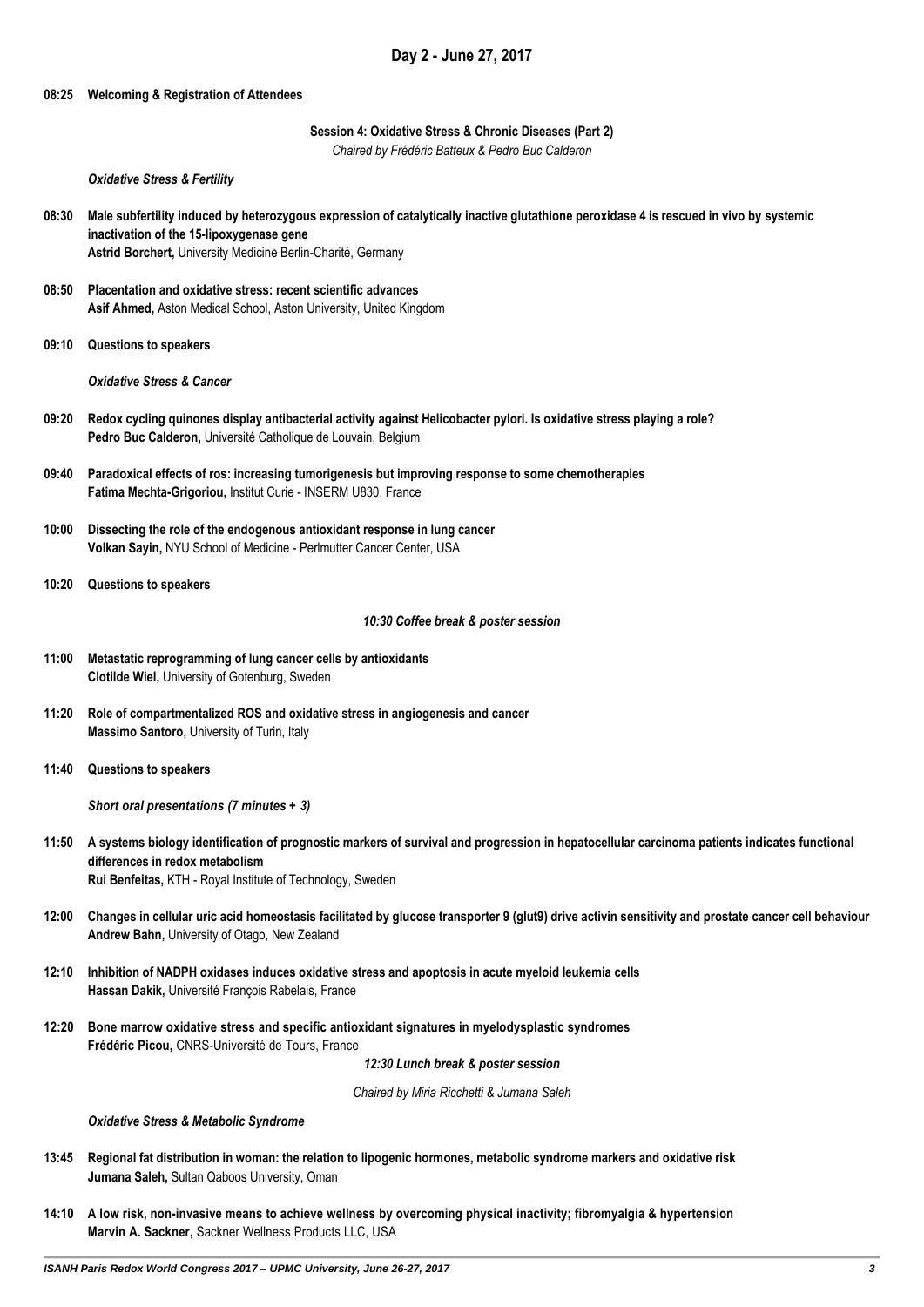## Day 2 - June 27, 2017

**08:25 Welcoming & Registration of Attendees**

### Session 4: Oxidative Stress & Chronic Diseases (Part 2)

*Chaired by Frédéric Batteux & Pedro Buc Calderon*

***Oxidative Stress & Fertility***

**08:30 Male subfertility induced by heterozygous expression of catalytically inactive glutathione peroxidase 4 is rescued in vivo by systemic inactivation of the 15-lipoxygenase gene**
**Astrid Borchert,** University Medicine Berlin-Charité, Germany

**08:50 Placentation and oxidative stress: recent scientific advances**
**Asif Ahmed,** Aston Medical School, Aston University, United Kingdom

**09:10 Questions to speakers**

***Oxidative Stress & Cancer***

**09:20 Redox cycling quinones display antibacterial activity against Helicobacter pylori. Is oxidative stress playing a role?**
**Pedro Buc Calderon,** Université Catholique de Louvain, Belgium

**09:40 Paradoxical effects of ros: increasing tumorigenesis but improving response to some chemotherapies**
**Fatima Mechta-Grigoriou,** Institut Curie - INSERM U830, France

**10:00 Dissecting the role of the endogenous antioxidant response in lung cancer**
**Volkan Sayin,** NYU School of Medicine - Perlmutter Cancer Center, USA

**10:20 Questions to speakers**

***10:30 Coffee break & poster session***

**11:00 Metastatic reprogramming of lung cancer cells by antioxidants**
**Clotilde Wiel,** University of Gotenburg, Sweden

**11:20 Role of compartmentalized ROS and oxidative stress in angiogenesis and cancer**
**Massimo Santoro,** University of Turin, Italy

**11:40 Questions to speakers**

***Short oral presentations (7 minutes + 3)***

**11:50 A systems biology identification of prognostic markers of survival and progression in hepatocellular carcinoma patients indicates functional differences in redox metabolism**
**Rui Benfeitas,** KTH - Royal Institute of Technology, Sweden

**12:00 Changes in cellular uric acid homeostasis facilitated by glucose transporter 9 (glut9) drive activin sensitivity and prostate cancer cell behaviour**
**Andrew Bahn,** University of Otago, New Zealand

**12:10 Inhibition of NADPH oxidases induces oxidative stress and apoptosis in acute myeloid leukemia cells**
**Hassan Dakik,** Université François Rabelais, France

**12:20 Bone marrow oxidative stress and specific antioxidant signatures in myelodysplastic syndromes**
**Frédéric Picou,** CNRS-Université de Tours, France

***12:30 Lunch break & poster session***

*Chaired by Miria Ricchetti & Jumana Saleh*

***Oxidative Stress & Metabolic Syndrome***

**13:45 Regional fat distribution in woman: the relation to lipogenic hormones, metabolic syndrome markers and oxidative risk**
**Jumana Saleh,** Sultan Qaboos University, Oman

**14:10 A low risk, non-invasive means to achieve wellness by overcoming physical inactivity; fibromyalgia & hypertension**
**Marvin A. Sackner,** Sackner Wellness Products LLC, USA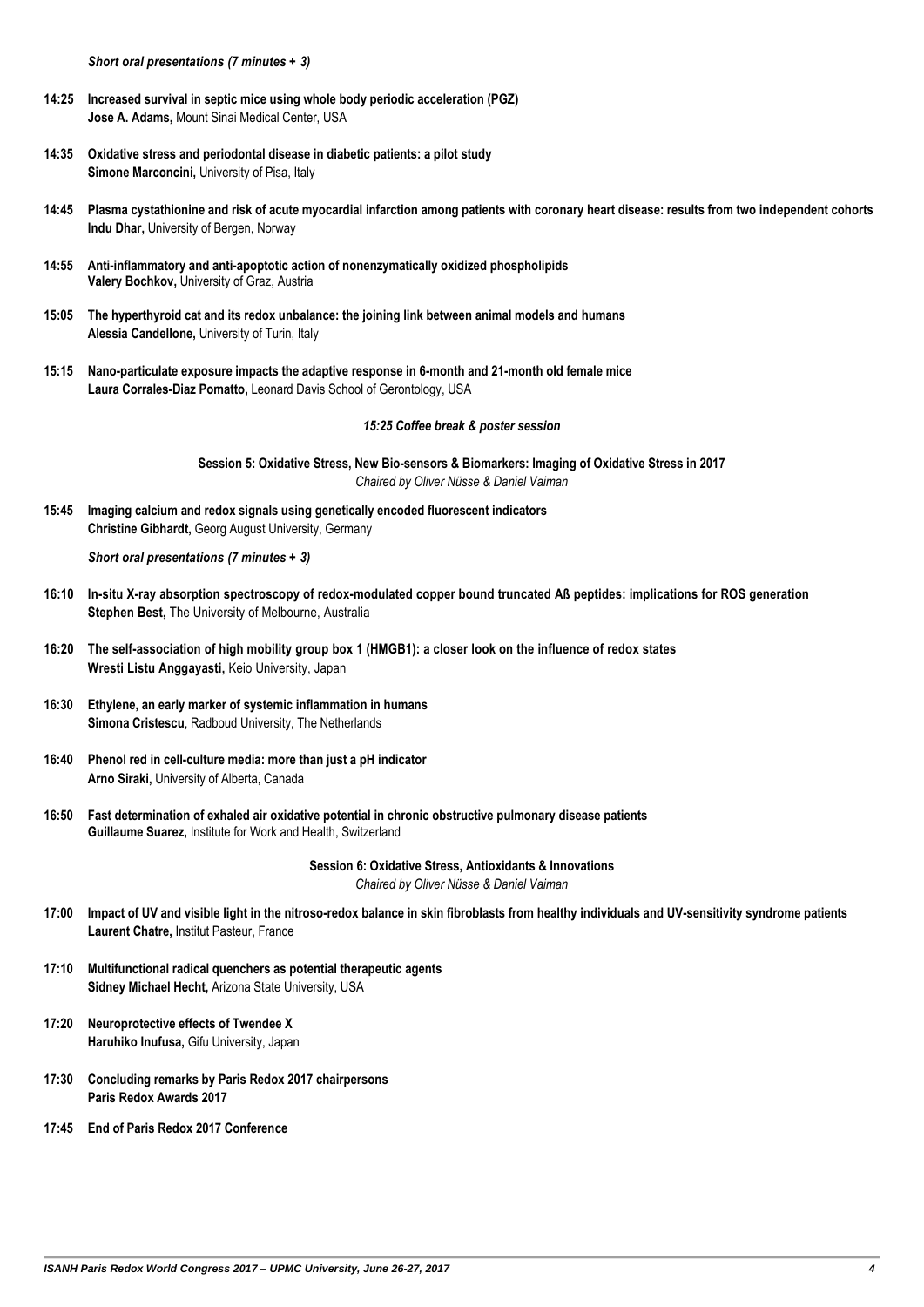*Short oral presentations (7 minutes + 3)*

**14:25 Increased survival in septic mice using whole body periodic acceleration (PGZ)**
**Jose A. Adams,** Mount Sinai Medical Center, USA

**14:35 Oxidative stress and periodontal disease in diabetic patients: a pilot study**
**Simone Marconcini,** University of Pisa, Italy

**14:45 Plasma cystathionine and risk of acute myocardial infarction among patients with coronary heart disease: results from two independent cohorts**
**Indu Dhar,** University of Bergen, Norway

**14:55 Anti-inflammatory and anti-apoptotic action of nonenzymatically oxidized phospholipids**
**Valery Bochkov,** University of Graz, Austria

**15:05 The hyperthyroid cat and its redox unbalance: the joining link between animal models and humans**
**Alessia Candellone,** University of Turin, Italy

**15:15 Nano-particulate exposure impacts the adaptive response in 6-month and 21-month old female mice**
**Laura Corrales-Diaz Pomatto,** Leonard Davis School of Gerontology, USA

*15:25 Coffee break & poster session*

**Session 5: Oxidative Stress, New Bio-sensors & Biomarkers: Imaging of Oxidative Stress in 2017**
*Chaired by Oliver Nüsse & Daniel Vaiman*

**15:45 Imaging calcium and redox signals using genetically encoded fluorescent indicators**
**Christine Gibhardt,** Georg August University, Germany

*Short oral presentations (7 minutes + 3)*

**16:10 In-situ X-ray absorption spectroscopy of redox-modulated copper bound truncated Aß peptides: implications for ROS generation**
**Stephen Best,** The University of Melbourne, Australia

**16:20 The self-association of high mobility group box 1 (HMGB1): a closer look on the influence of redox states**
**Wresti Listu Anggayasti,** Keio University, Japan

**16:30 Ethylene, an early marker of systemic inflammation in humans**
**Simona Cristescu**, Radboud University, The Netherlands

**16:40 Phenol red in cell-culture media: more than just a pH indicator**
**Arno Siraki,** University of Alberta, Canada

**16:50 Fast determination of exhaled air oxidative potential in chronic obstructive pulmonary disease patients**
**Guillaume Suarez,** Institute for Work and Health, Switzerland

**Session 6: Oxidative Stress, Antioxidants & Innovations**
*Chaired by Oliver Nüsse & Daniel Vaiman*

**17:00 Impact of UV and visible light in the nitroso-redox balance in skin fibroblasts from healthy individuals and UV-sensitivity syndrome patients**
**Laurent Chatre,** Institut Pasteur, France

**17:10 Multifunctional radical quenchers as potential therapeutic agents**
**Sidney Michael Hecht,** Arizona State University, USA

**17:20 Neuroprotective effects of Twendee X**
**Haruhiko Inufusa,** Gifu University, Japan

**17:30 Concluding remarks by Paris Redox 2017 chairpersons**
**Paris Redox Awards 2017**

**17:45 End of Paris Redox 2017 Conference**